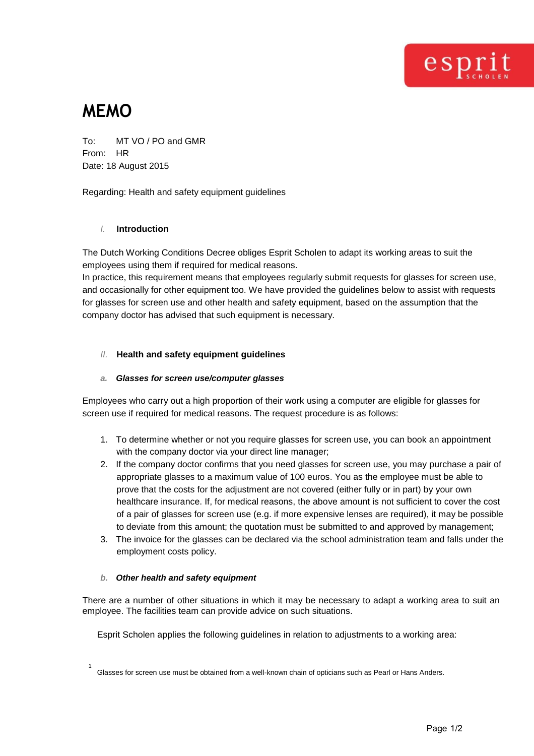# MEMO

To: MT VO / PO and GMR
From: HR
Date: 18 August 2015

Regarding: Health and safety equipment guidelines

## I. Introduction

The Dutch Working Conditions Decree obliges Esprit Scholen to adapt its working areas to suit the employees using them if required for medical reasons.
In practice, this requirement means that employees regularly submit requests for glasses for screen use, and occasionally for other equipment too. We have provided the guidelines below to assist with requests for glasses for screen use and other health and safety equipment, based on the assumption that the company doctor has advised that such equipment is necessary.

## II. Health and safety equipment guidelines

### a. *Glasses for screen use/computer glasses*

Employees who carry out a high proportion of their work using a computer are eligible for glasses for screen use if required for medical reasons. The request procedure is as follows:

1. To determine whether or not you require glasses for screen use, you can book an appointment with the company doctor via your direct line manager;
2. If the company doctor confirms that you need glasses for screen use, you may purchase a pair of appropriate glasses to a maximum value of 100 euros. You as the employee must be able to prove that the costs for the adjustment are not covered (either fully or in part) by your own healthcare insurance. If, for medical reasons, the above amount is not sufficient to cover the cost of a pair of glasses for screen use (e.g. if more expensive lenses are required), it may be possible to deviate from this amount; the quotation must be submitted to and approved by management;
3. The invoice for the glasses can be declared via the school administration team and falls under the employment costs policy.

### b. *Other health and safety equipment*

There are a number of other situations in which it may be necessary to adapt a working area to suit an employee. The facilities team can provide advice on such situations.

Esprit Scholen applies the following guidelines in relation to adjustments to a working area:

---

[1] Glasses for screen use must be obtained from a well-known chain of opticians such as Pearl or Hans Anders.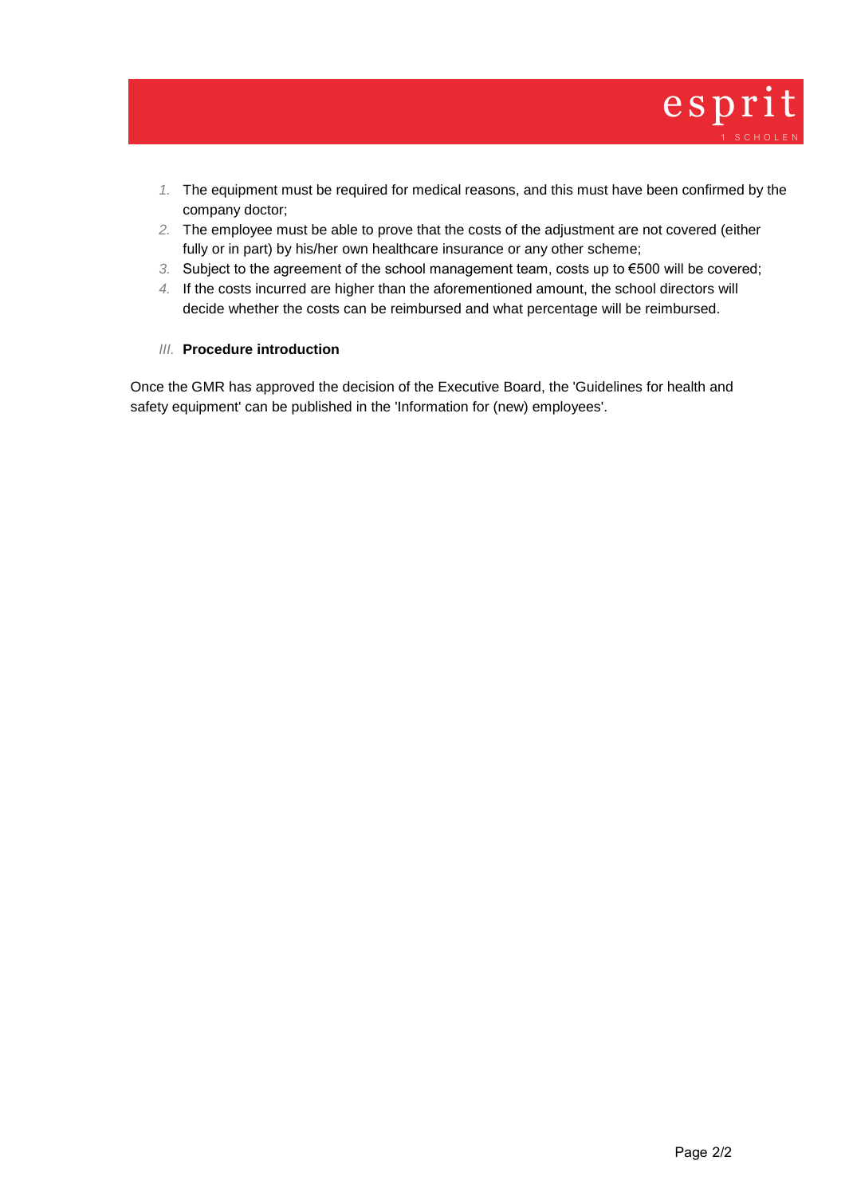1. The equipment must be required for medical reasons, and this must have been confirmed by the company doctor;
2. The employee must be able to prove that the costs of the adjustment are not covered (either fully or in part) by his/her own healthcare insurance or any other scheme;
3. Subject to the agreement of the school management team, costs up to €500 will be covered;
4. If the costs incurred are higher than the aforementioned amount, the school directors will decide whether the costs can be reimbursed and what percentage will be reimbursed.

### III. Procedure introduction

Once the GMR has approved the decision of the Executive Board, the 'Guidelines for health and safety equipment' can be published in the 'Information for (new) employees'.